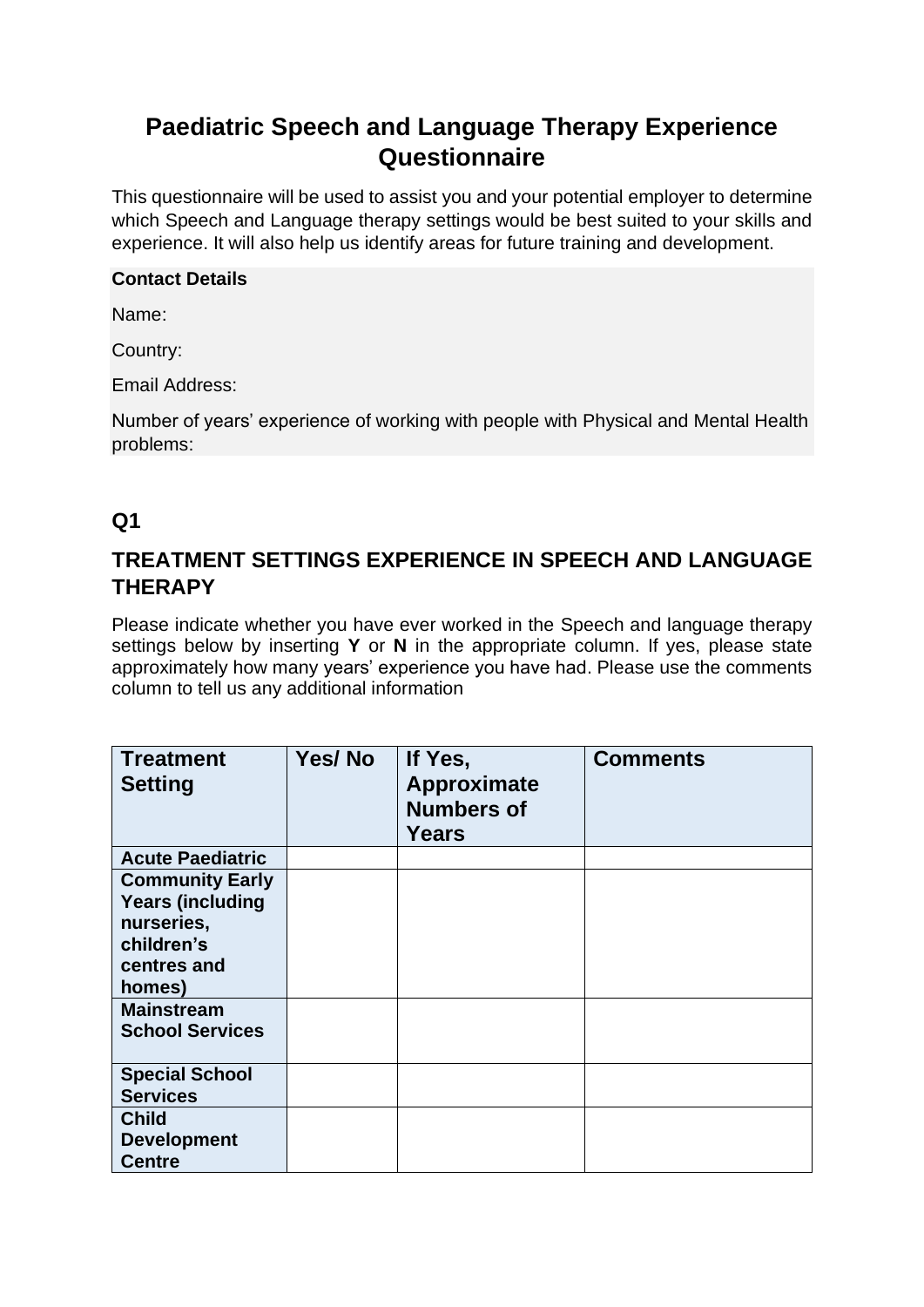# Paediatric Speech and Language Therapy Experience Questionnaire

This questionnaire will be used to assist you and your potential employer to determine which Speech and Language therapy settings would be best suited to your skills and experience. It will also help us identify areas for future training and development.

**Contact Details**

Name:

Country:

Email Address:

Number of years' experience of working with people with Physical and Mental Health problems:

## Q1

## TREATMENT SETTINGS EXPERIENCE IN SPEECH AND LANGUAGE THERAPY

Please indicate whether you have ever worked in the Speech and language therapy settings below by inserting **Y** or **N** in the appropriate column. If yes, please state approximately how many years' experience you have had. Please use the comments column to tell us any additional information

| Treatment Setting | Yes/ No | If Yes, Approximate Numbers of Years | Comments |
|---|---|---|---|
| **Acute Paediatric** | | | |
| **Community Early Years (including nurseries, children's centres and homes)** | | | |
| **Mainstream School Services** | | | |
| **Special School Services** | | | |
| **Child Development Centre** | | | |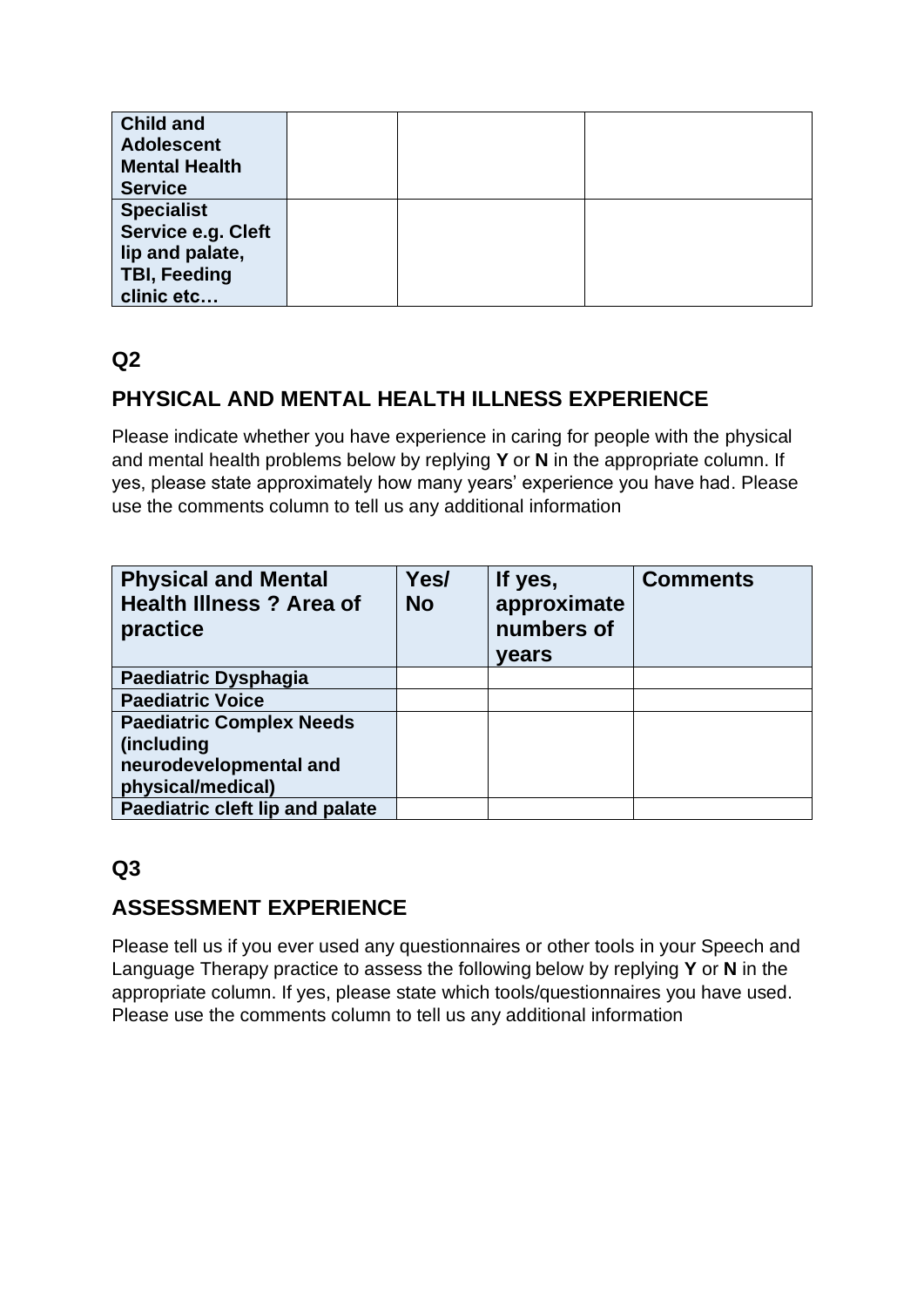| | | | |
|---|---|---|---|
| **Child and Adolescent Mental Health Service** | | | |
| **Specialist Service e.g. Cleft lip and palate, TBI, Feeding clinic etc…** | | | |

## Q2

## PHYSICAL AND MENTAL HEALTH ILLNESS EXPERIENCE

Please indicate whether you have experience in caring for people with the physical and mental health problems below by replying **Y** or **N** in the appropriate column. If yes, please state approximately how many years' experience you have had. Please use the comments column to tell us any additional information

| Physical and Mental Health Illness ? Area of practice | Yes/ No | If yes, approximate numbers of years | Comments |
|---|---|---|---|
| **Paediatric Dysphagia** | | | |
| **Paediatric Voice** | | | |
| **Paediatric Complex Needs (including neurodevelopmental and physical/medical)** | | | |
| **Paediatric cleft lip and palate** | | | |

## Q3

## ASSESSMENT EXPERIENCE

Please tell us if you ever used any questionnaires or other tools in your Speech and Language Therapy practice to assess the following below by replying **Y** or **N** in the appropriate column. If yes, please state which tools/questionnaires you have used. Please use the comments column to tell us any additional information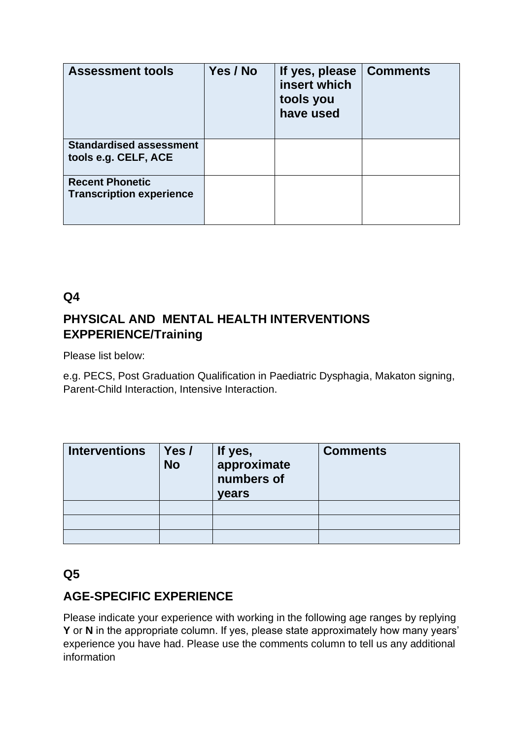| Assessment tools | Yes / No | If yes, please insert which tools you have used | Comments |
|---|---|---|---|
| **Standardised assessment tools e.g. CELF, ACE** | | | |
| **Recent Phonetic Transcription experience** | | | |

## Q4

## PHYSICAL AND MENTAL HEALTH INTERVENTIONS EXPPERIENCE/Training

Please list below:

e.g. PECS, Post Graduation Qualification in Paediatric Dysphagia, Makaton signing, Parent-Child Interaction, Intensive Interaction.

| Interventions | Yes / No | If yes, approximate numbers of years | Comments |
|---|---|---|---|
| | | | |
| | | | |
| | | | |

## Q5

## AGE-SPECIFIC EXPERIENCE

Please indicate your experience with working in the following age ranges by replying **Y** or **N** in the appropriate column. If yes, please state approximately how many years' experience you have had. Please use the comments column to tell us any additional information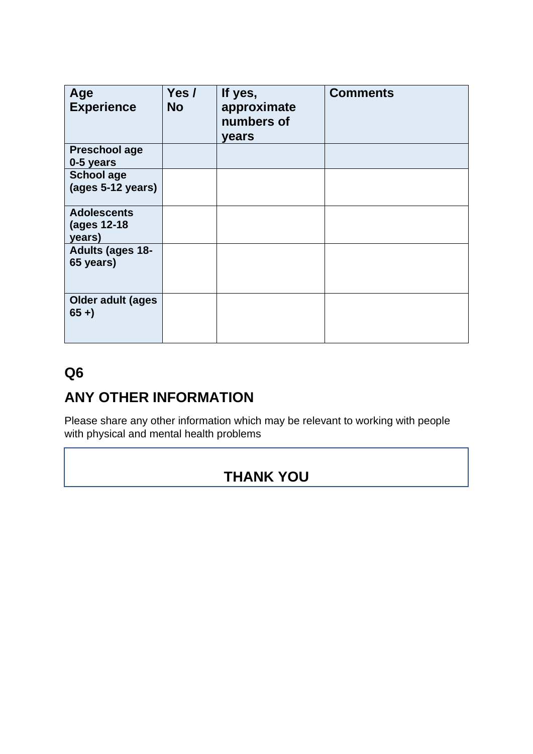| Age Experience | Yes / No | If yes, approximate numbers of years | Comments |
| --- | --- | --- | --- |
| Preschool age 0-5 years | | | |
| School age (ages 5-12 years) | | | |
| Adolescents (ages 12-18 years) | | | |
| Adults (ages 18-65 years) | | | |
| Older adult (ages 65 +) | | | |

## Q6

## ANY OTHER INFORMATION

Please share any other information which may be relevant to working with people with physical and mental health problems

**THANK YOU**